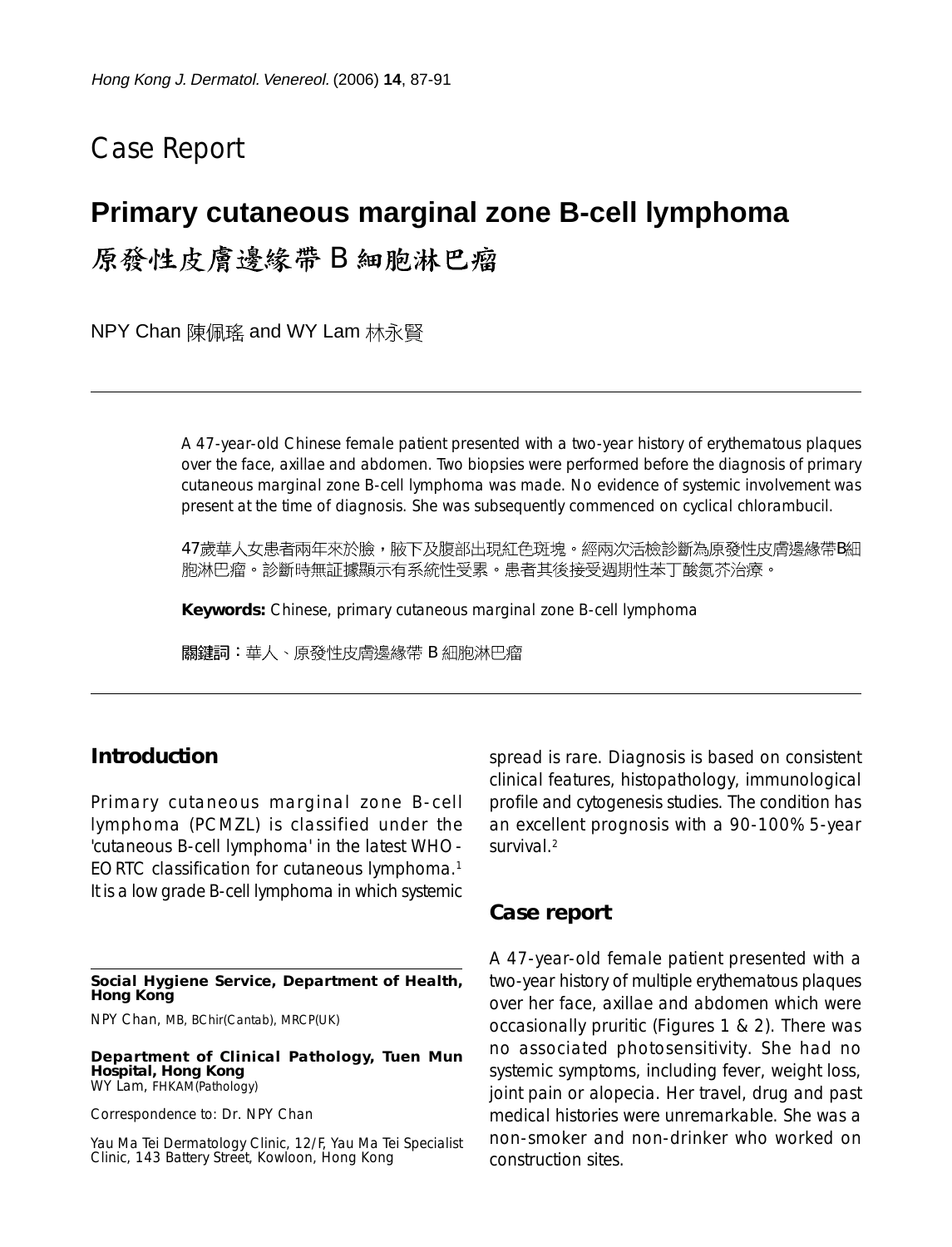Case Report

# Primary cutaneous marginal zone B-cell lymphoma

# 原發性皮膚邊緣帶 B 細胞淋巴瘤

NPY Chan 陳佩瑤 and WY Lam 林永賢

A 47-year-old Chinese female patient presented with a two-year history of erythematous plaques over the face, axillae and abdomen. Two biopsies were performed before the diagnosis of primary cutaneous marginal zone B-cell lymphoma was made. No evidence of systemic involvement was present at the time of diagnosis. She was subsequently commenced on cyclical chlorambucil.

47歲華人女患者兩年來於臉，腋下及腹部出現紅色斑塊。經兩次活檢診斷為原發性皮膚邊緣帶B細胞淋巴瘤。診斷時無証據顯示有系統性受累。患者其後接受週期性苯丁酸氮芥治療。

**Keywords:** Chinese, primary cutaneous marginal zone B-cell lymphoma

**關鍵詞：**華人、原發性皮膚邊緣帶 B 細胞淋巴瘤

## Introduction

Primary cutaneous marginal zone B-cell lymphoma (PCMZL) is classified under the 'cutaneous B-cell lymphoma' in the latest WHO-EORTC classification for cutaneous lymphoma.[1] It is a low grade B-cell lymphoma in which systemic spread is rare. Diagnosis is based on consistent clinical features, histopathology, immunological profile and cytogenesis studies. The condition has an excellent prognosis with a 90-100% 5-year survival.[2]

## Case report

A 47-year-old female patient presented with a two-year history of multiple erythematous plaques over her face, axillae and abdomen which were occasionally pruritic (Figures 1 & 2). There was no associated photosensitivity. She had no systemic symptoms, including fever, weight loss, joint pain or alopecia. Her travel, drug and past medical histories were unremarkable. She was a non-smoker and non-drinker who worked on construction sites.

**Social Hygiene Service, Department of Health, Hong Kong**

NPY Chan, MB, BChir(Cantab), MRCP(UK)

**Department of Clinical Pathology, Tuen Mun Hospital, Hong Kong**

WY Lam, FHKAM(Pathology)

Correspondence to: Dr. NPY Chan

Yau Ma Tei Dermatology Clinic, 12/F, Yau Ma Tei Specialist Clinic, 143 Battery Street, Kowloon, Hong Kong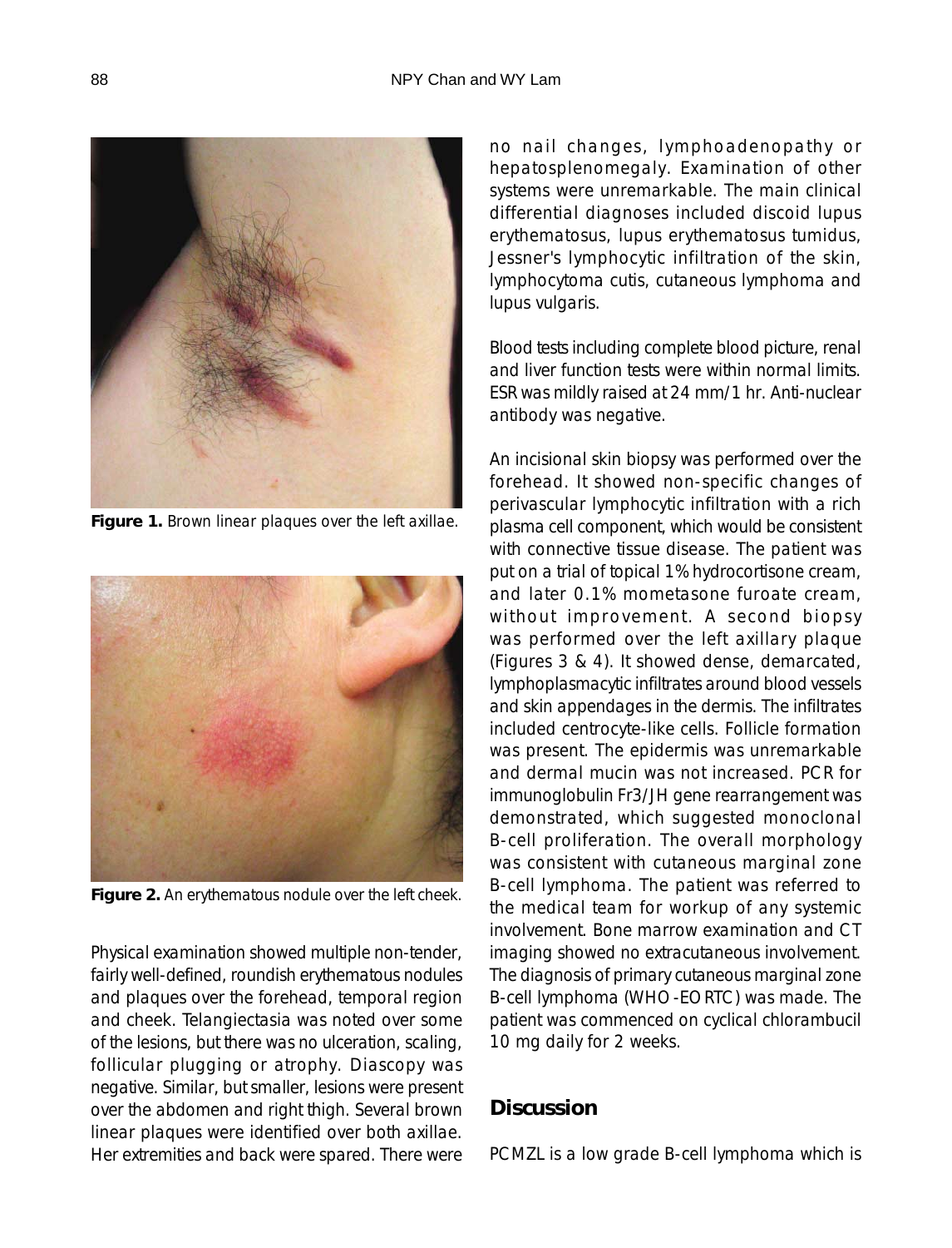Figure 1. Brown linear plaques over the left axillae.

Figure 2. An erythematous nodule over the left cheek.

Physical examination showed multiple non-tender, fairly well-defined, roundish erythematous nodules and plaques over the forehead, temporal region and cheek. Telangiectasia was noted over some of the lesions, but there was no ulceration, scaling, follicular plugging or atrophy. Diascopy was negative. Similar, but smaller, lesions were present over the abdomen and right thigh. Several brown linear plaques were identified over both axillae. Her extremities and back were spared. There were no nail changes, lymphoadenopathy or hepatosplenomegaly. Examination of other systems were unremarkable. The main clinical differential diagnoses included discoid lupus erythematosus, lupus erythematosus tumidus, Jessner's lymphocytic infiltration of the skin, lymphocytoma cutis, cutaneous lymphoma and lupus vulgaris.

Blood tests including complete blood picture, renal and liver function tests were within normal limits. ESR was mildly raised at 24 mm/1 hr. Anti-nuclear antibody was negative.

An incisional skin biopsy was performed over the forehead. It showed non-specific changes of perivascular lymphocytic infiltration with a rich plasma cell component, which would be consistent with connective tissue disease. The patient was put on a trial of topical 1% hydrocortisone cream, and later 0.1% mometasone furoate cream, without improvement. A second biopsy was performed over the left axillary plaque (Figures 3 & 4). It showed dense, demarcated, lymphoplasmacytic infiltrates around blood vessels and skin appendages in the dermis. The infiltrates included centrocyte-like cells. Follicle formation was present. The epidermis was unremarkable and dermal mucin was not increased. PCR for immunoglobulin Fr3/JH gene rearrangement was demonstrated, which suggested monoclonal B-cell proliferation. The overall morphology was consistent with cutaneous marginal zone B-cell lymphoma. The patient was referred to the medical team for workup of any systemic involvement. Bone marrow examination and CT imaging showed no extracutaneous involvement. The diagnosis of primary cutaneous marginal zone B-cell lymphoma (WHO-EORTC) was made. The patient was commenced on cyclical chlorambucil 10 mg daily for 2 weeks.

## Discussion

PCMZL is a low grade B-cell lymphoma which is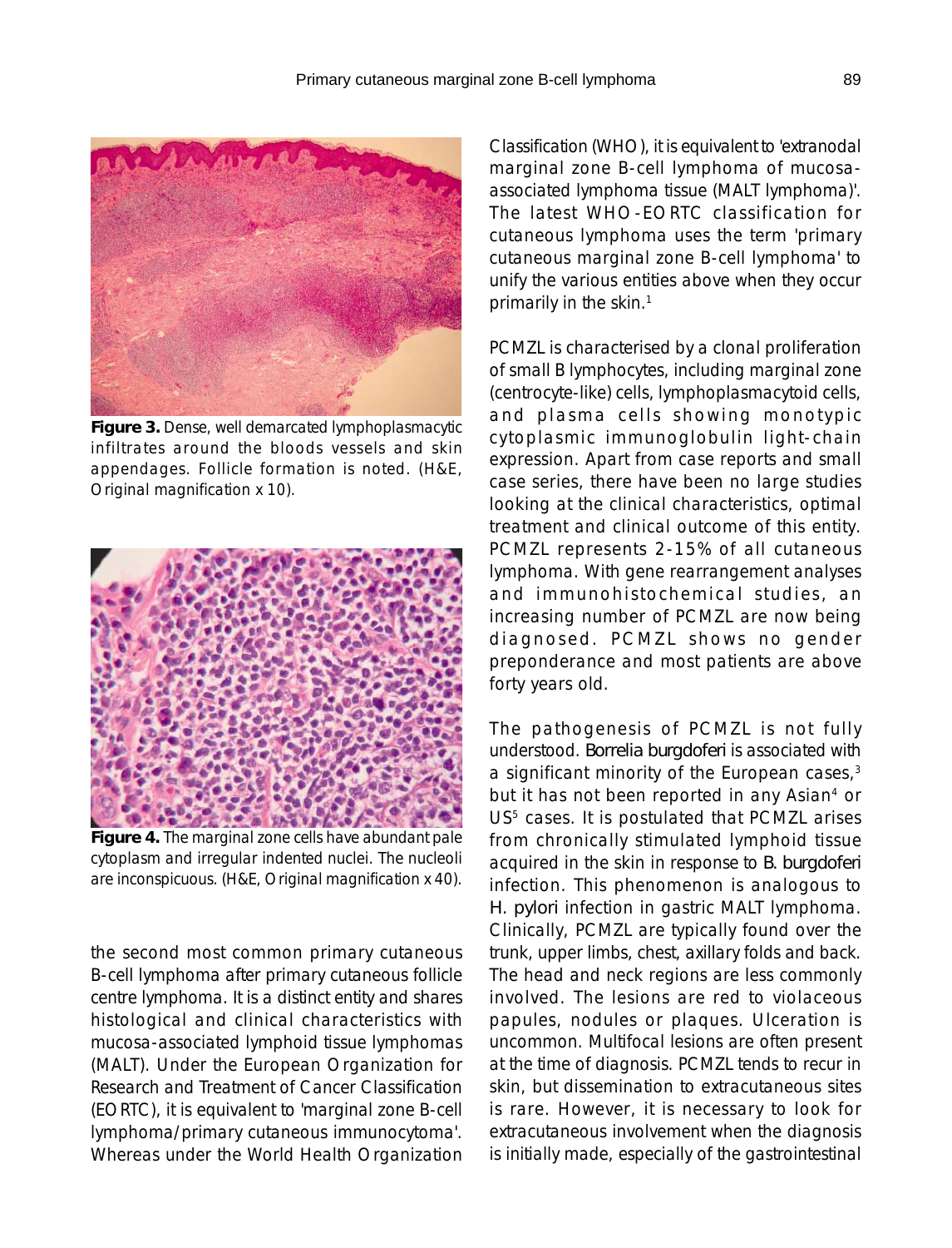**Figure 3.** Dense, well demarcated lymphoplasmacytic infiltrates around the bloods vessels and skin appendages. Follicle formation is noted. (H&E, Original magnification x 10).

**Figure 4.** The marginal zone cells have abundant pale cytoplasm and irregular indented nuclei. The nucleoli are inconspicuous. (H&E, Original magnification x 40).

the second most common primary cutaneous B-cell lymphoma after primary cutaneous follicle centre lymphoma. It is a distinct entity and shares histological and clinical characteristics with mucosa-associated lymphoid tissue lymphomas (MALT). Under the European Organization for Research and Treatment of Cancer Classification (EORTC), it is equivalent to 'marginal zone B-cell lymphoma/primary cutaneous immunocytoma'. Whereas under the World Health Organization Classification (WHO), it is equivalent to 'extranodal marginal zone B-cell lymphoma of mucosa-associated lymphoma tissue (MALT lymphoma)'. The latest WHO-EORTC classification for cutaneous lymphoma uses the term 'primary cutaneous marginal zone B-cell lymphoma' to unify the various entities above when they occur primarily in the skin.[1]

PCMZL is characterised by a clonal proliferation of small B lymphocytes, including marginal zone (centrocyte-like) cells, lymphoplasmacytoid cells, and plasma cells showing monotypic cytoplasmic immunoglobulin light-chain expression. Apart from case reports and small case series, there have been no large studies looking at the clinical characteristics, optimal treatment and clinical outcome of this entity. PCMZL represents 2-15% of all cutaneous lymphoma. With gene rearrangement analyses and immunohistochemical studies, an increasing number of PCMZL are now being diagnosed. PCMZL shows no gender preponderance and most patients are above forty years old.

The pathogenesis of PCMZL is not fully understood. *Borrelia burgdoferi* is associated with a significant minority of the European cases,[3] but it has not been reported in any Asian[4] or US[5] cases. It is postulated that PCMZL arises from chronically stimulated lymphoid tissue acquired in the skin in response to *B. burgdoferi* infection. This phenomenon is analogous to *H. pylori* infection in gastric MALT lymphoma. Clinically, PCMZL are typically found over the trunk, upper limbs, chest, axillary folds and back. The head and neck regions are less commonly involved. The lesions are red to violaceous papules, nodules or plaques. Ulceration is uncommon. Multifocal lesions are often present at the time of diagnosis. PCMZL tends to recur in skin, but dissemination to extracutaneous sites is rare. However, it is necessary to look for extracutaneous involvement when the diagnosis is initially made, especially of the gastrointestinal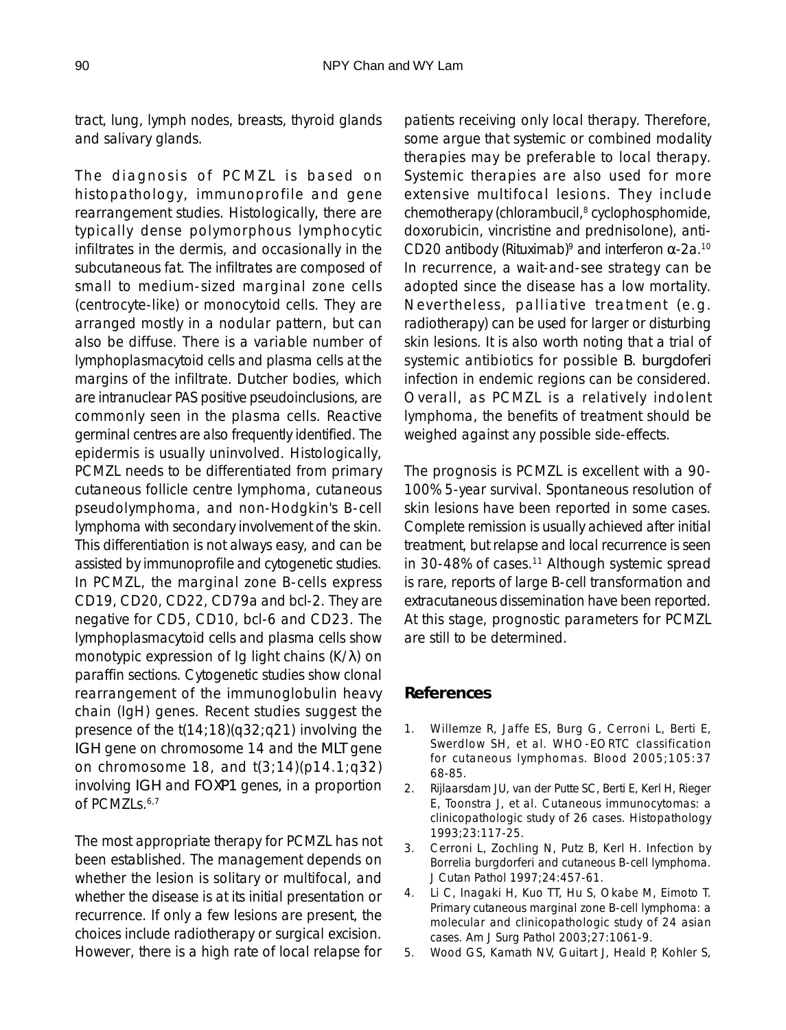tract, lung, lymph nodes, breasts, thyroid glands and salivary glands.

The diagnosis of PCMZL is based on histopathology, immunoprofile and gene rearrangement studies. Histologically, there are typically dense polymorphous lymphocytic infiltrates in the dermis, and occasionally in the subcutaneous fat. The infiltrates are composed of small to medium-sized marginal zone cells (centrocyte-like) or monocytoid cells. They are arranged mostly in a nodular pattern, but can also be diffuse. There is a variable number of lymphoplasmacytoid cells and plasma cells at the margins of the infiltrate. Dutcher bodies, which are intranuclear PAS positive pseudoinclusions, are commonly seen in the plasma cells. Reactive germinal centres are also frequently identified. The epidermis is usually uninvolved. Histologically, PCMZL needs to be differentiated from primary cutaneous follicle centre lymphoma, cutaneous pseudolymphoma, and non-Hodgkin's B-cell lymphoma with secondary involvement of the skin. This differentiation is not always easy, and can be assisted by immunoprofile and cytogenetic studies. In PCMZL, the marginal zone B-cells express CD19, CD20, CD22, CD79a and bcl-2. They are negative for CD5, CD10, bcl-6 and CD23. The lymphoplasmacytoid cells and plasma cells show monotypic expression of Ig light chains (K/λ) on paraffin sections. Cytogenetic studies show clonal rearrangement of the immunoglobulin heavy chain (IgH) genes. Recent studies suggest the presence of the t(14;18)(q32;q21) involving the *IGH* gene on chromosome 14 and the *MLT* gene on chromosome 18, and t(3;14)(p14.1;q32) involving *IGH* and *FOXP1* genes, in a proportion of PCMZLs.[6,7]

The most appropriate therapy for PCMZL has not been established. The management depends on whether the lesion is solitary or multifocal, and whether the disease is at its initial presentation or recurrence. If only a few lesions are present, the choices include radiotherapy or surgical excision. However, there is a high rate of local relapse for patients receiving only local therapy. Therefore, some argue that systemic or combined modality therapies may be preferable to local therapy. Systemic therapies are also used for more extensive multifocal lesions. They include chemotherapy (chlorambucil,[8] cyclophosphomide, doxorubicin, vincristine and prednisolone), anti-CD20 antibody (Rituximab)[9] and interferon α-2a.[10] In recurrence, a wait-and-see strategy can be adopted since the disease has a low mortality. Nevertheless, palliative treatment (e.g. radiotherapy) can be used for larger or disturbing skin lesions. It is also worth noting that a trial of systemic antibiotics for possible *B. burgdoferi* infection in endemic regions can be considered. Overall, as PCMZL is a relatively indolent lymphoma, the benefits of treatment should be weighed against any possible side-effects.

The prognosis is PCMZL is excellent with a 90-100% 5-year survival. Spontaneous resolution of skin lesions have been reported in some cases. Complete remission is usually achieved after initial treatment, but relapse and local recurrence is seen in 30-48% of cases.[11] Although systemic spread is rare, reports of large B-cell transformation and extracutaneous dissemination have been reported. At this stage, prognostic parameters for PCMZL are still to be determined.

## References

1. Willemze R, Jaffe ES, Burg G, Cerroni L, Berti E, Swerdlow SH, et al. WHO-EORTC classification for cutaneous lymphomas. Blood 2005;105:3768-85.
2. Rijlaarsdam JU, van der Putte SC, Berti E, Kerl H, Rieger E, Toonstra J, et al. Cutaneous immunocytomas: a clinicopathologic study of 26 cases. Histopathology 1993;23:117-25.
3. Cerroni L, Zochling N, Putz B, Kerl H. Infection by Borrelia burgdorferi and cutaneous B-cell lymphoma. J Cutan Pathol 1997;24:457-61.
4. Li C, Inagaki H, Kuo TT, Hu S, Okabe M, Eimoto T. Primary cutaneous marginal zone B-cell lymphoma: a molecular and clinicopathologic study of 24 asian cases. Am J Surg Pathol 2003;27:1061-9.
5. Wood GS, Kamath NV, Guitart J, Heald P, Kohler S,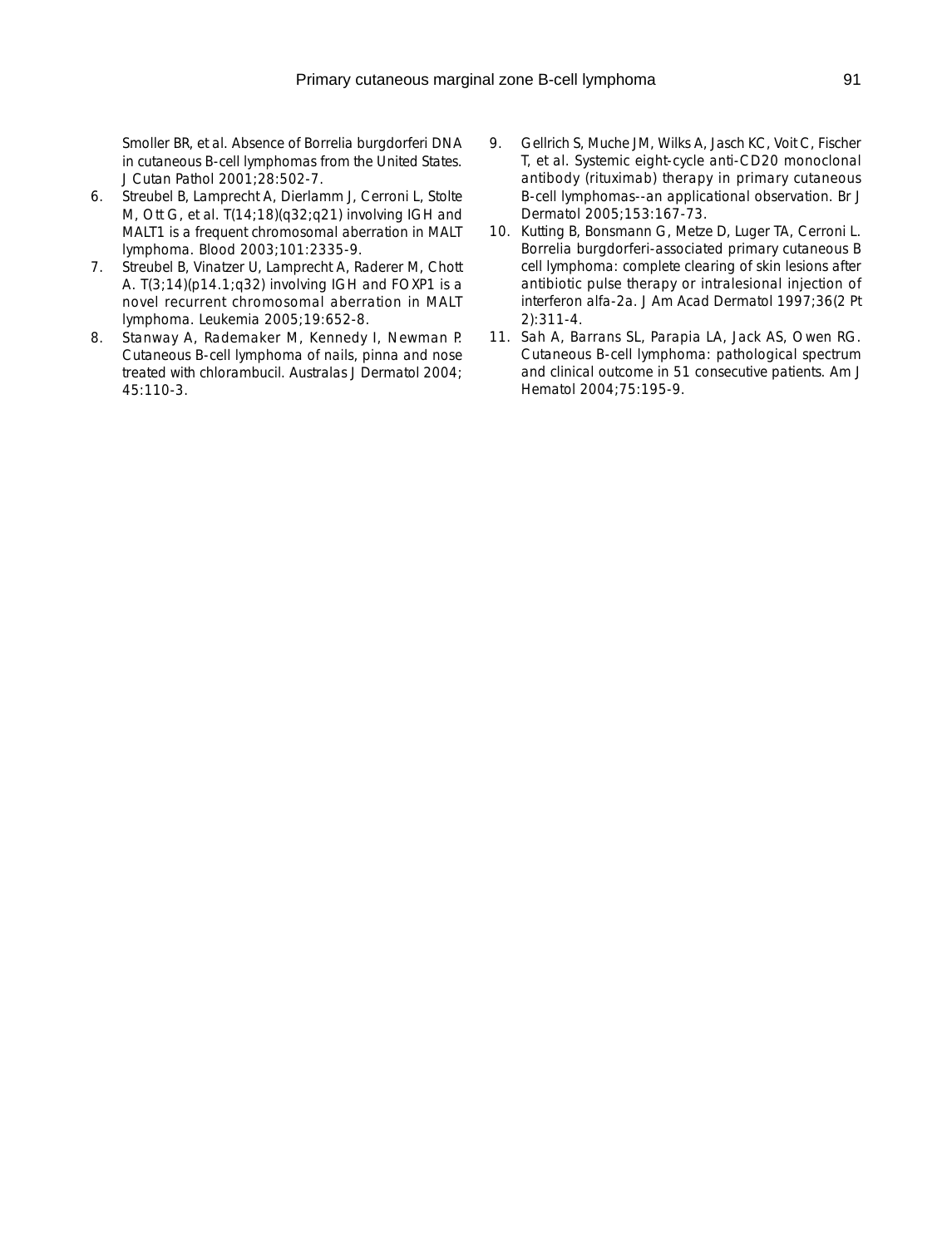Smoller BR, et al. Absence of Borrelia burgdorferi DNA in cutaneous B-cell lymphomas from the United States. J Cutan Pathol 2001;28:502-7.

6. Streubel B, Lamprecht A, Dierlamm J, Cerroni L, Stolte M, Ott G, et al. T(14;18)(q32;q21) involving IGH and MALT1 is a frequent chromosomal aberration in MALT lymphoma. Blood 2003;101:2335-9.
7. Streubel B, Vinatzer U, Lamprecht A, Raderer M, Chott A. T(3;14)(p14.1;q32) involving IGH and FOXP1 is a novel recurrent chromosomal aberration in MALT lymphoma. Leukemia 2005;19:652-8.
8. Stanway A, Rademaker M, Kennedy I, Newman P. Cutaneous B-cell lymphoma of nails, pinna and nose treated with chlorambucil. Australas J Dermatol 2004; 45:110-3.
9. Gellrich S, Muche JM, Wilks A, Jasch KC, Voit C, Fischer T, et al. Systemic eight-cycle anti-CD20 monoclonal antibody (rituximab) therapy in primary cutaneous B-cell lymphomas--an applicational observation. Br J Dermatol 2005;153:167-73.
10. Kutting B, Bonsmann G, Metze D, Luger TA, Cerroni L. Borrelia burgdorferi-associated primary cutaneous B cell lymphoma: complete clearing of skin lesions after antibiotic pulse therapy or intralesional injection of interferon alfa-2a. J Am Acad Dermatol 1997;36(2 Pt 2):311-4.
11. Sah A, Barrans SL, Parapia LA, Jack AS, Owen RG. Cutaneous B-cell lymphoma: pathological spectrum and clinical outcome in 51 consecutive patients. Am J Hematol 2004;75:195-9.